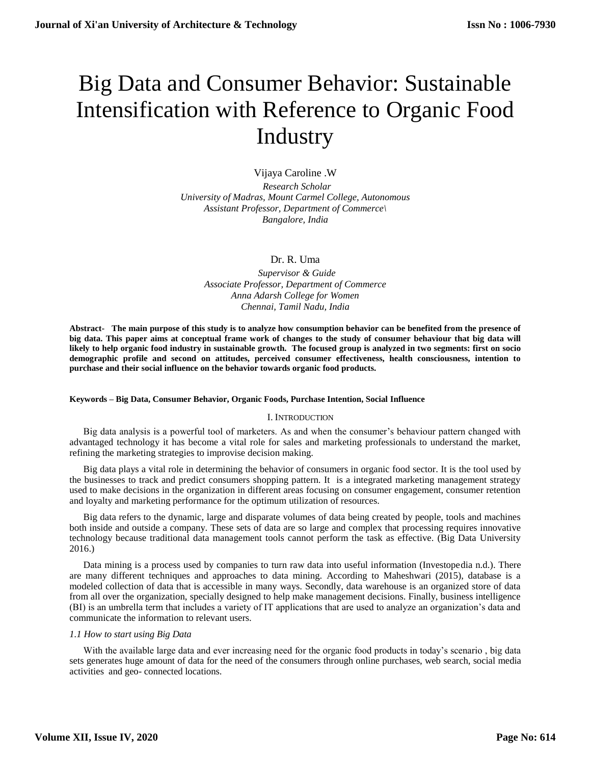# Big Data and Consumer Behavior: Sustainable Intensification with Reference to Organic Food Industry

Vijaya Caroline .W

*Research Scholar*
*University of Madras, Mount Carmel College, Autonomous*
*Assistant Professor, Department of Commerce\*
*Bangalore, India*

Dr. R. Uma

*Supervisor & Guide*
*Associate Professor, Department of Commerce*
*Anna Adarsh College for Women*
*Chennai, Tamil Nadu, India*

**Abstract- The main purpose of this study is to analyze how consumption behavior can be benefited from the presence of big data. This paper aims at conceptual frame work of changes to the study of consumer behaviour that big data will likely to help organic food industry in sustainable growth. The focused group is analyzed in two segments: first on socio demographic profile and second on attitudes, perceived consumer effectiveness, health consciousness, intention to purchase and their social influence on the behavior towards organic food products.**

**Keywords – Big Data, Consumer Behavior, Organic Foods, Purchase Intention, Social Influence**

## I. Introduction

Big data analysis is a powerful tool of marketers. As and when the consumer's behaviour pattern changed with advantaged technology it has become a vital role for sales and marketing professionals to understand the market, refining the marketing strategies to improvise decision making.

Big data plays a vital role in determining the behavior of consumers in organic food sector. It is the tool used by the businesses to track and predict consumers shopping pattern. It is a integrated marketing management strategy used to make decisions in the organization in different areas focusing on consumer engagement, consumer retention and loyalty and marketing performance for the optimum utilization of resources.

Big data refers to the dynamic, large and disparate volumes of data being created by people, tools and machines both inside and outside a company. These sets of data are so large and complex that processing requires innovative technology because traditional data management tools cannot perform the task as effective. (Big Data University 2016.)

Data mining is a process used by companies to turn raw data into useful information (Investopedia n.d.). There are many different techniques and approaches to data mining. According to Maheshwari (2015), database is a modeled collection of data that is accessible in many ways. Secondly, data warehouse is an organized store of data from all over the organization, specially designed to help make management decisions. Finally, business intelligence (BI) is an umbrella term that includes a variety of IT applications that are used to analyze an organization's data and communicate the information to relevant users.

### *1.1 How to start using Big Data*

With the available large data and ever increasing need for the organic food products in today's scenario , big data sets generates huge amount of data for the need of the consumers through online purchases, web search, social media activities and geo- connected locations.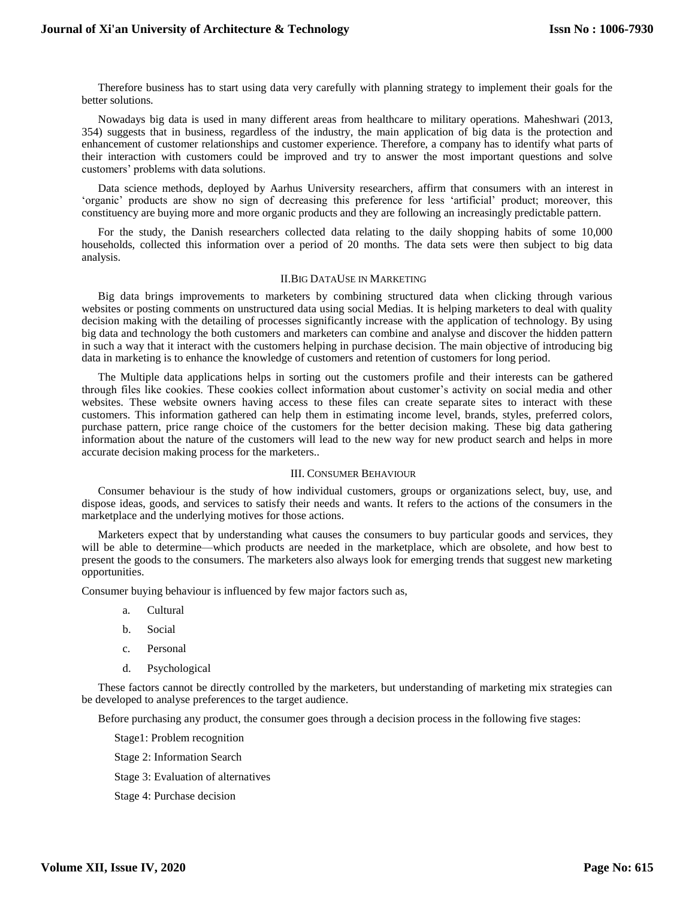Therefore business has to start using data very carefully with planning strategy to implement their goals for the better solutions.

Nowadays big data is used in many different areas from healthcare to military operations. Maheshwari (2013, 354) suggests that in business, regardless of the industry, the main application of big data is the protection and enhancement of customer relationships and customer experience. Therefore, a company has to identify what parts of their interaction with customers could be improved and try to answer the most important questions and solve customers' problems with data solutions.

Data science methods, deployed by Aarhus University researchers, affirm that consumers with an interest in 'organic' products are show no sign of decreasing this preference for less 'artificial' product; moreover, this constituency are buying more and more organic products and they are following an increasingly predictable pattern.

For the study, the Danish researchers collected data relating to the daily shopping habits of some 10,000 households, collected this information over a period of 20 months. The data sets were then subject to big data analysis.

## II.Big DataUse in Marketing

Big data brings improvements to marketers by combining structured data when clicking through various websites or posting comments on unstructured data using social Medias. It is helping marketers to deal with quality decision making with the detailing of processes significantly increase with the application of technology. By using big data and technology the both customers and marketers can combine and analyse and discover the hidden pattern in such a way that it interact with the customers helping in purchase decision. The main objective of introducing big data in marketing is to enhance the knowledge of customers and retention of customers for long period.

The Multiple data applications helps in sorting out the customers profile and their interests can be gathered through files like cookies. These cookies collect information about customer's activity on social media and other websites. These website owners having access to these files can create separate sites to interact with these customers. This information gathered can help them in estimating income level, brands, styles, preferred colors, purchase pattern, price range choice of the customers for the better decision making. These big data gathering information about the nature of the customers will lead to the new way for new product search and helps in more accurate decision making process for the marketers..

## III. Consumer Behaviour

Consumer behaviour is the study of how individual customers, groups or organizations select, buy, use, and dispose ideas, goods, and services to satisfy their needs and wants. It refers to the actions of the consumers in the marketplace and the underlying motives for those actions.

Marketers expect that by understanding what causes the consumers to buy particular goods and services, they will be able to determine—which products are needed in the marketplace, which are obsolete, and how best to present the goods to the consumers. The marketers also always look for emerging trends that suggest new marketing opportunities.

Consumer buying behaviour is influenced by few major factors such as,

a. Cultural

b. Social

c. Personal

d. Psychological

These factors cannot be directly controlled by the marketers, but understanding of marketing mix strategies can be developed to analyse preferences to the target audience.

Before purchasing any product, the consumer goes through a decision process in the following five stages:

Stage1: Problem recognition

Stage 2: Information Search

Stage 3: Evaluation of alternatives

Stage 4: Purchase decision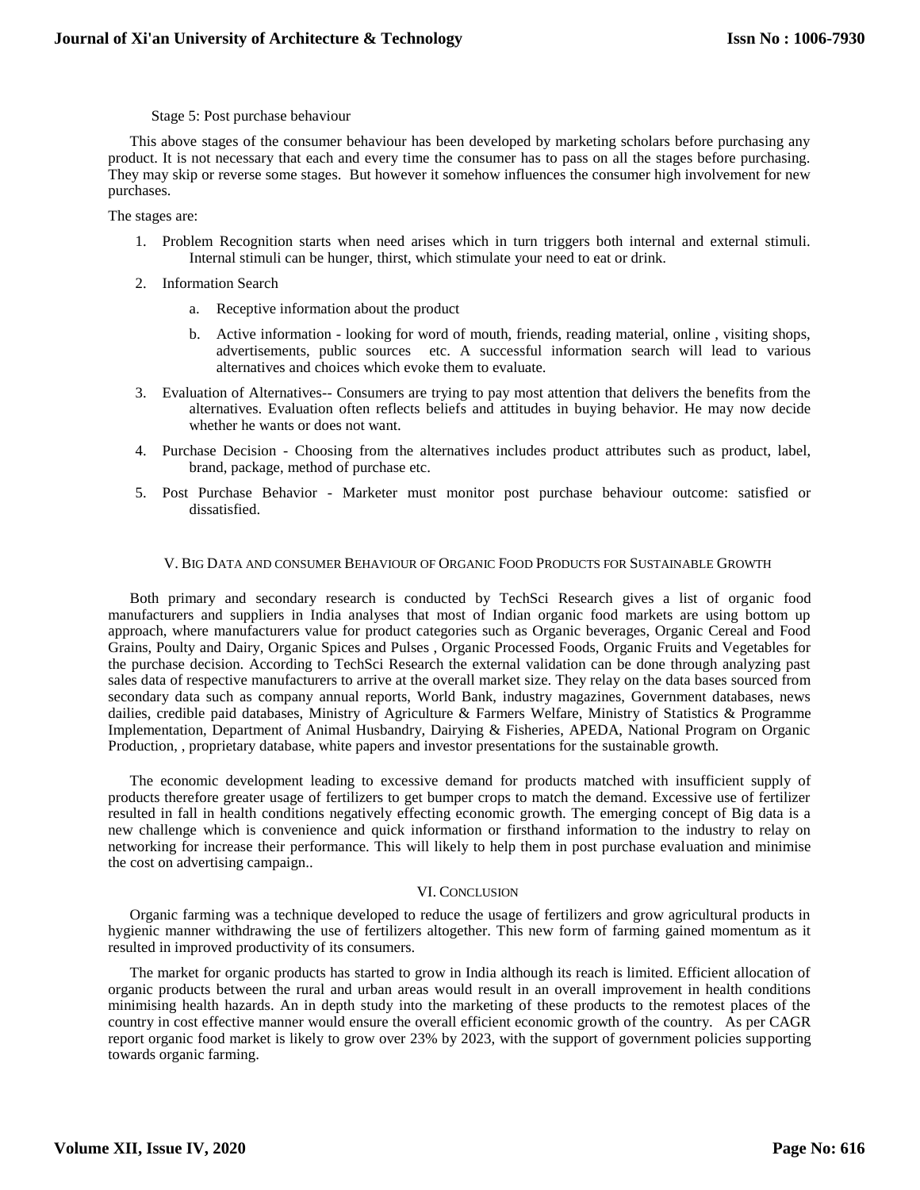Stage 5: Post purchase behaviour

This above stages of the consumer behaviour has been developed by marketing scholars before purchasing any product. It is not necessary that each and every time the consumer has to pass on all the stages before purchasing. They may skip or reverse some stages. But however it somehow influences the consumer high involvement for new purchases.

The stages are:

1. Problem Recognition starts when need arises which in turn triggers both internal and external stimuli. Internal stimuli can be hunger, thirst, which stimulate your need to eat or drink.
2. Information Search
   a. Receptive information about the product
   b. Active information - looking for word of mouth, friends, reading material, online , visiting shops, advertisements, public sources etc. A successful information search will lead to various alternatives and choices which evoke them to evaluate.
3. Evaluation of Alternatives-- Consumers are trying to pay most attention that delivers the benefits from the alternatives. Evaluation often reflects beliefs and attitudes in buying behavior. He may now decide whether he wants or does not want.
4. Purchase Decision - Choosing from the alternatives includes product attributes such as product, label, brand, package, method of purchase etc.
5. Post Purchase Behavior - Marketer must monitor post purchase behaviour outcome: satisfied or dissatisfied.

## V. Big Data and consumer Behaviour of Organic Food Products for Sustainable Growth

Both primary and secondary research is conducted by TechSci Research gives a list of organic food manufacturers and suppliers in India analyses that most of Indian organic food markets are using bottom up approach, where manufacturers value for product categories such as Organic beverages, Organic Cereal and Food Grains, Poulty and Dairy, Organic Spices and Pulses , Organic Processed Foods, Organic Fruits and Vegetables for the purchase decision. According to TechSci Research the external validation can be done through analyzing past sales data of respective manufacturers to arrive at the overall market size. They relay on the data bases sourced from secondary data such as company annual reports, World Bank, industry magazines, Government databases, news dailies, credible paid databases, Ministry of Agriculture & Farmers Welfare, Ministry of Statistics & Programme Implementation, Department of Animal Husbandry, Dairying & Fisheries, APEDA, National Program on Organic Production, , proprietary database, white papers and investor presentations for the sustainable growth.

The economic development leading to excessive demand for products matched with insufficient supply of products therefore greater usage of fertilizers to get bumper crops to match the demand. Excessive use of fertilizer resulted in fall in health conditions negatively effecting economic growth. The emerging concept of Big data is a new challenge which is convenience and quick information or firsthand information to the industry to relay on networking for increase their performance. This will likely to help them in post purchase evaluation and minimise the cost on advertising campaign..

## VI. Conclusion

Organic farming was a technique developed to reduce the usage of fertilizers and grow agricultural products in hygienic manner withdrawing the use of fertilizers altogether. This new form of farming gained momentum as it resulted in improved productivity of its consumers.

The market for organic products has started to grow in India although its reach is limited. Efficient allocation of organic products between the rural and urban areas would result in an overall improvement in health conditions minimising health hazards. An in depth study into the marketing of these products to the remotest places of the country in cost effective manner would ensure the overall efficient economic growth of the country. As per CAGR report organic food market is likely to grow over 23% by 2023, with the support of government policies supporting towards organic farming.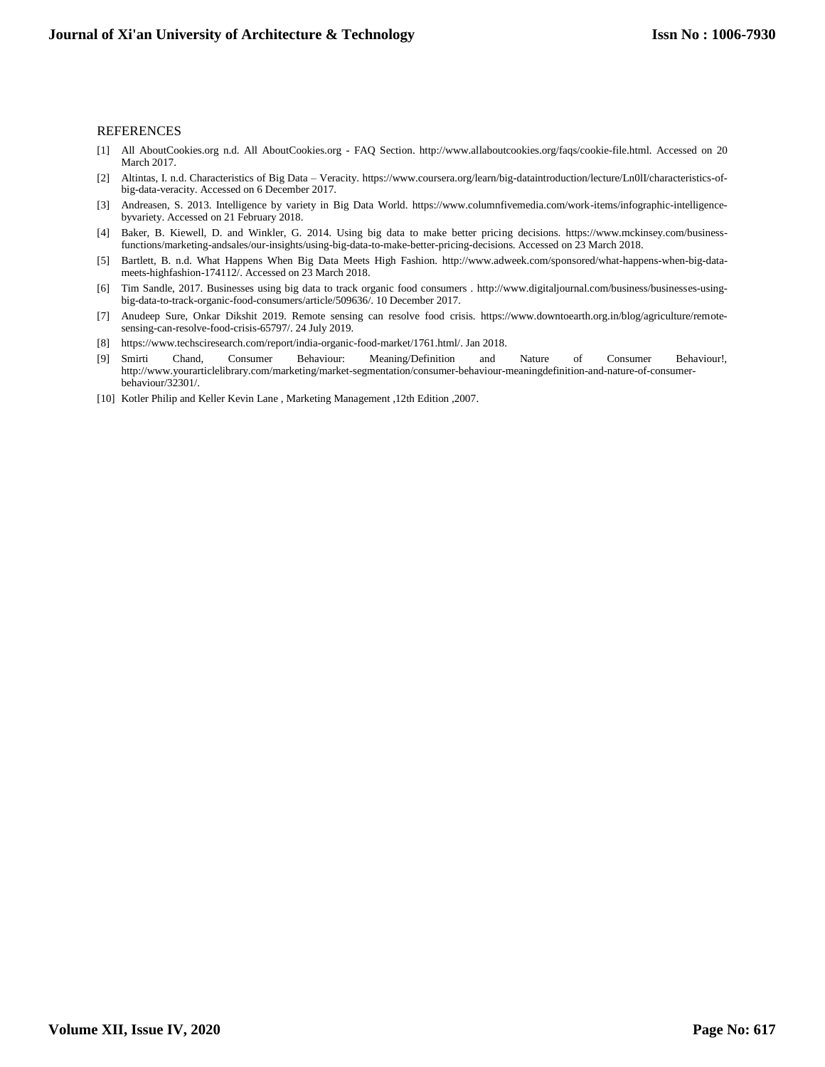## REFERENCES

[1] All AboutCookies.org n.d. All AboutCookies.org - FAQ Section. http://www.allaboutcookies.org/faqs/cookie-file.html. Accessed on 20 March 2017.

[2] Altintas, I. n.d. Characteristics of Big Data – Veracity. https://www.coursera.org/learn/big-dataintroduction/lecture/Ln0lI/characteristics-of-big-data-veracity. Accessed on 6 December 2017.

[3] Andreasen, S. 2013. Intelligence by variety in Big Data World. https://www.columnfivemedia.com/work-items/infographic-intelligence-byvariety. Accessed on 21 February 2018.

[4] Baker, B. Kiewell, D. and Winkler, G. 2014. Using big data to make better pricing decisions. https://www.mckinsey.com/business-functions/marketing-andsales/our-insights/using-big-data-to-make-better-pricing-decisions. Accessed on 23 March 2018.

[5] Bartlett, B. n.d. What Happens When Big Data Meets High Fashion. http://www.adweek.com/sponsored/what-happens-when-big-data-meets-highfashion-174112/. Accessed on 23 March 2018.

[6] Tim Sandle, 2017. Businesses using big data to track organic food consumers . http://www.digitaljournal.com/business/businesses-using-big-data-to-track-organic-food-consumers/article/509636/. 10 December 2017.

[7] Anudeep Sure, Onkar Dikshit 2019. Remote sensing can resolve food crisis. https://www.downtoearth.org.in/blog/agriculture/remote-sensing-can-resolve-food-crisis-65797/. 24 July 2019.

[8] https://www.techsciresearch.com/report/india-organic-food-market/1761.html/. Jan 2018.

[9] Smirti Chand, Consumer Behaviour: Meaning/Definition and Nature of Consumer Behaviour!, http://www.yourarticlelibrary.com/marketing/market-segmentation/consumer-behaviour-meaningdefinition-and-nature-of-consumer-behaviour/32301/.

[10] Kotler Philip and Keller Kevin Lane , Marketing Management ,12th Edition ,2007.